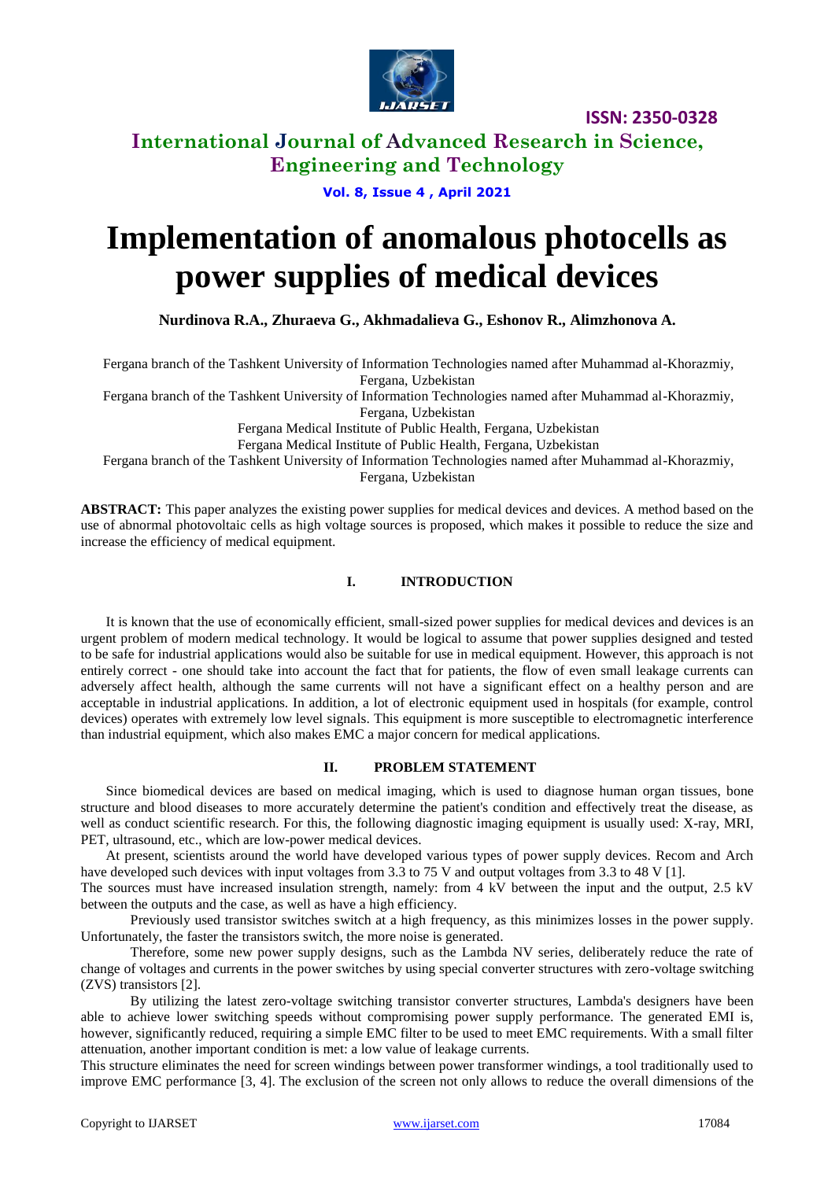# Implementation of anomalous photocells as power supplies of medical devices

**Nurdinova R.A., Zhuraeva G., Akhmadalieva G., Eshonov R., Alimzhonova A.**

Fergana branch of the Tashkent University of Information Technologies named after Muhammad al-Khorazmiy, Fergana, Uzbekistan

Fergana branch of the Tashkent University of Information Technologies named after Muhammad al-Khorazmiy, Fergana, Uzbekistan

Fergana Medical Institute of Public Health, Fergana, Uzbekistan

Fergana Medical Institute of Public Health, Fergana, Uzbekistan

Fergana branch of the Tashkent University of Information Technologies named after Muhammad al-Khorazmiy, Fergana, Uzbekistan

**ABSTRACT:** This paper analyzes the existing power supplies for medical devices and devices. A method based on the use of abnormal photovoltaic cells as high voltage sources is proposed, which makes it possible to reduce the size and increase the efficiency of medical equipment.

## I. INTRODUCTION

It is known that the use of economically efficient, small-sized power supplies for medical devices and devices is an urgent problem of modern medical technology. It would be logical to assume that power supplies designed and tested to be safe for industrial applications would also be suitable for use in medical equipment. However, this approach is not entirely correct - one should take into account the fact that for patients, the flow of even small leakage currents can adversely affect health, although the same currents will not have a significant effect on a healthy person and are acceptable in industrial applications. In addition, a lot of electronic equipment used in hospitals (for example, control devices) operates with extremely low level signals. This equipment is more susceptible to electromagnetic interference than industrial equipment, which also makes EMC a major concern for medical applications.

## II. PROBLEM STATEMENT

Since biomedical devices are based on medical imaging, which is used to diagnose human organ tissues, bone structure and blood diseases to more accurately determine the patient's condition and effectively treat the disease, as well as conduct scientific research. For this, the following diagnostic imaging equipment is usually used: X-ray, MRI, PET, ultrasound, etc., which are low-power medical devices.

At present, scientists around the world have developed various types of power supply devices. Recom and Arch have developed such devices with input voltages from 3.3 to 75 V and output voltages from 3.3 to 48 V [1].

The sources must have increased insulation strength, namely: from 4 kV between the input and the output, 2.5 kV between the outputs and the case, as well as have a high efficiency.

Previously used transistor switches switch at a high frequency, as this minimizes losses in the power supply. Unfortunately, the faster the transistors switch, the more noise is generated.

Therefore, some new power supply designs, such as the Lambda NV series, deliberately reduce the rate of change of voltages and currents in the power switches by using special converter structures with zero-voltage switching (ZVS) transistors [2].

By utilizing the latest zero-voltage switching transistor converter structures, Lambda's designers have been able to achieve lower switching speeds without compromising power supply performance. The generated EMI is, however, significantly reduced, requiring a simple EMC filter to be used to meet EMC requirements. With a small filter attenuation, another important condition is met: a low value of leakage currents.

This structure eliminates the need for screen windings between power transformer windings, a tool traditionally used to improve EMC performance [3, 4]. The exclusion of the screen not only allows to reduce the overall dimensions of the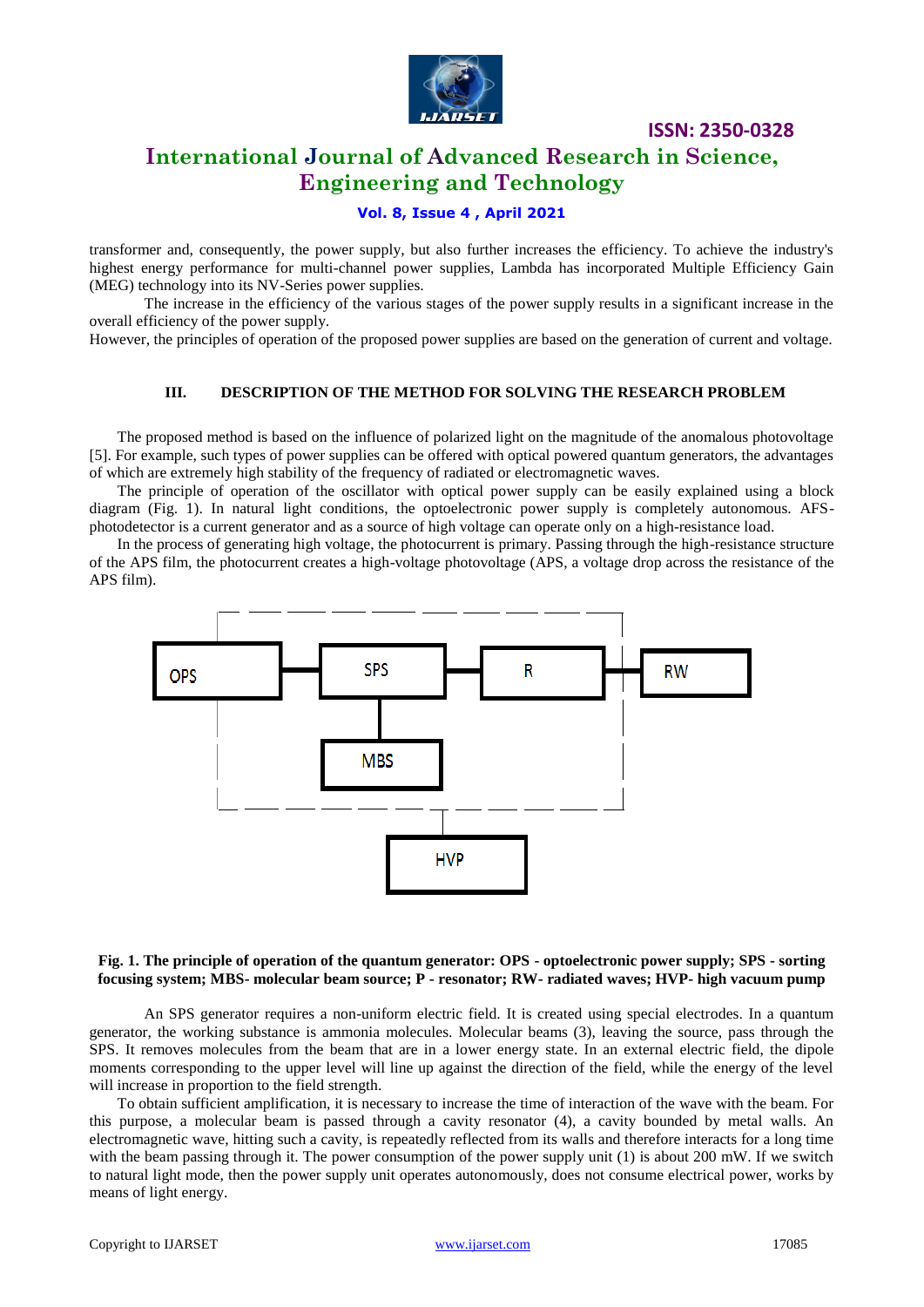transformer and, consequently, the power supply, but also further increases the efficiency. To achieve the industry's highest energy performance for multi-channel power supplies, Lambda has incorporated Multiple Efficiency Gain (MEG) technology into its NV-Series power supplies.

The increase in the efficiency of the various stages of the power supply results in a significant increase in the overall efficiency of the power supply.

However, the principles of operation of the proposed power supplies are based on the generation of current and voltage.

## III. DESCRIPTION OF THE METHOD FOR SOLVING THE RESEARCH PROBLEM

The proposed method is based on the influence of polarized light on the magnitude of the anomalous photovoltage [5]. For example, such types of power supplies can be offered with optical powered quantum generators, the advantages of which are extremely high stability of the frequency of radiated or electromagnetic waves.

The principle of operation of the oscillator with optical power supply can be easily explained using a block diagram (Fig. 1). In natural light conditions, the optoelectronic power supply is completely autonomous. AFS-photodetector is a current generator and as a source of high voltage can operate only on a high-resistance load.

In the process of generating high voltage, the photocurrent is primary. Passing through the high-resistance structure of the APS film, the photocurrent creates a high-voltage photovoltage (APS, a voltage drop across the resistance of the APS film).

**Fig. 1. The principle of operation of the quantum generator: OPS - optoelectronic power supply; SPS - sorting focusing system; MBS- molecular beam source; P - resonator; RW- radiated waves; HVP- high vacuum pump**

An SPS generator requires a non-uniform electric field. It is created using special electrodes. In a quantum generator, the working substance is ammonia molecules. Molecular beams (3), leaving the source, pass through the SPS. It removes molecules from the beam that are in a lower energy state. In an external electric field, the dipole moments corresponding to the upper level will line up against the direction of the field, while the energy of the level will increase in proportion to the field strength.

To obtain sufficient amplification, it is necessary to increase the time of interaction of the wave with the beam. For this purpose, a molecular beam is passed through a cavity resonator (4), a cavity bounded by metal walls. An electromagnetic wave, hitting such a cavity, is repeatedly reflected from its walls and therefore interacts for a long time with the beam passing through it. The power consumption of the power supply unit (1) is about 200 mW. If we switch to natural light mode, then the power supply unit operates autonomously, does not consume electrical power, works by means of light energy.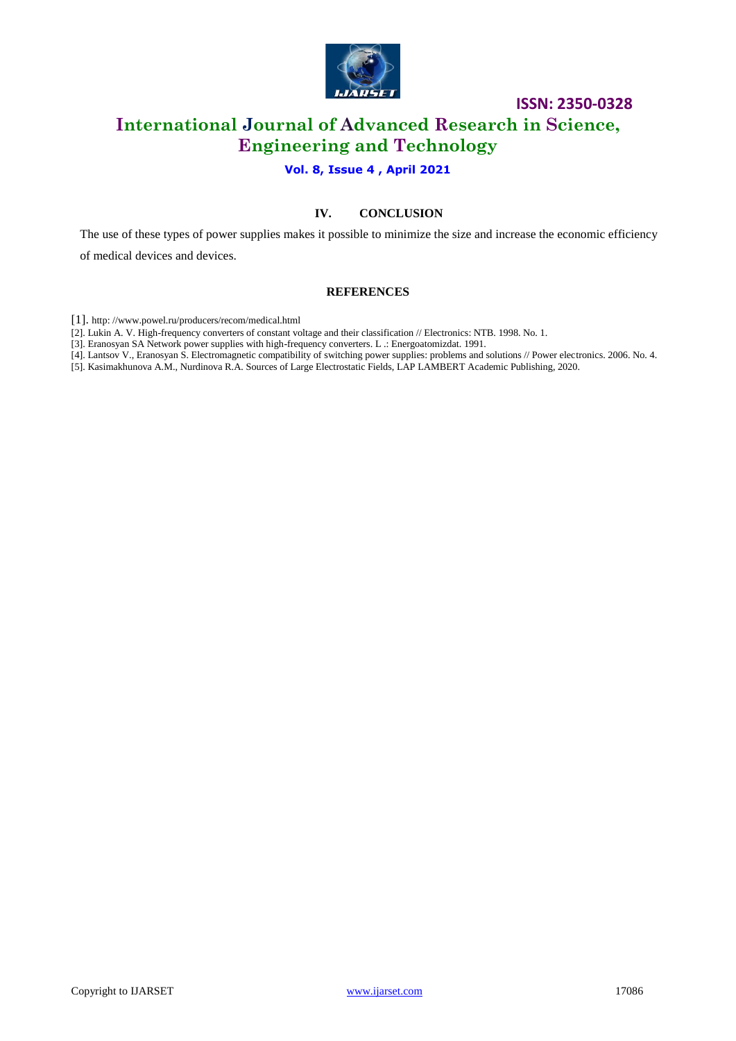## IV. CONCLUSION

The use of these types of power supplies makes it possible to minimize the size and increase the economic efficiency of medical devices and devices.

## REFERENCES

[1]. http: //www.powel.ru/producers/recom/medical.html

[2]. Lukin A. V. High-frequency converters of constant voltage and their classification // Electronics: NTB. 1998. No. 1.

[3]. Eranosyan SA Network power supplies with high-frequency converters. L .: Energoatomizdat. 1991.

[4]. Lantsov V., Eranosyan S. Electromagnetic compatibility of switching power supplies: problems and solutions // Power electronics. 2006. No. 4.

[5]. Kasimakhunova A.M., Nurdinova R.A. Sources of Large Electrostatic Fields, LAP LAMBERT Academic Publishing, 2020.